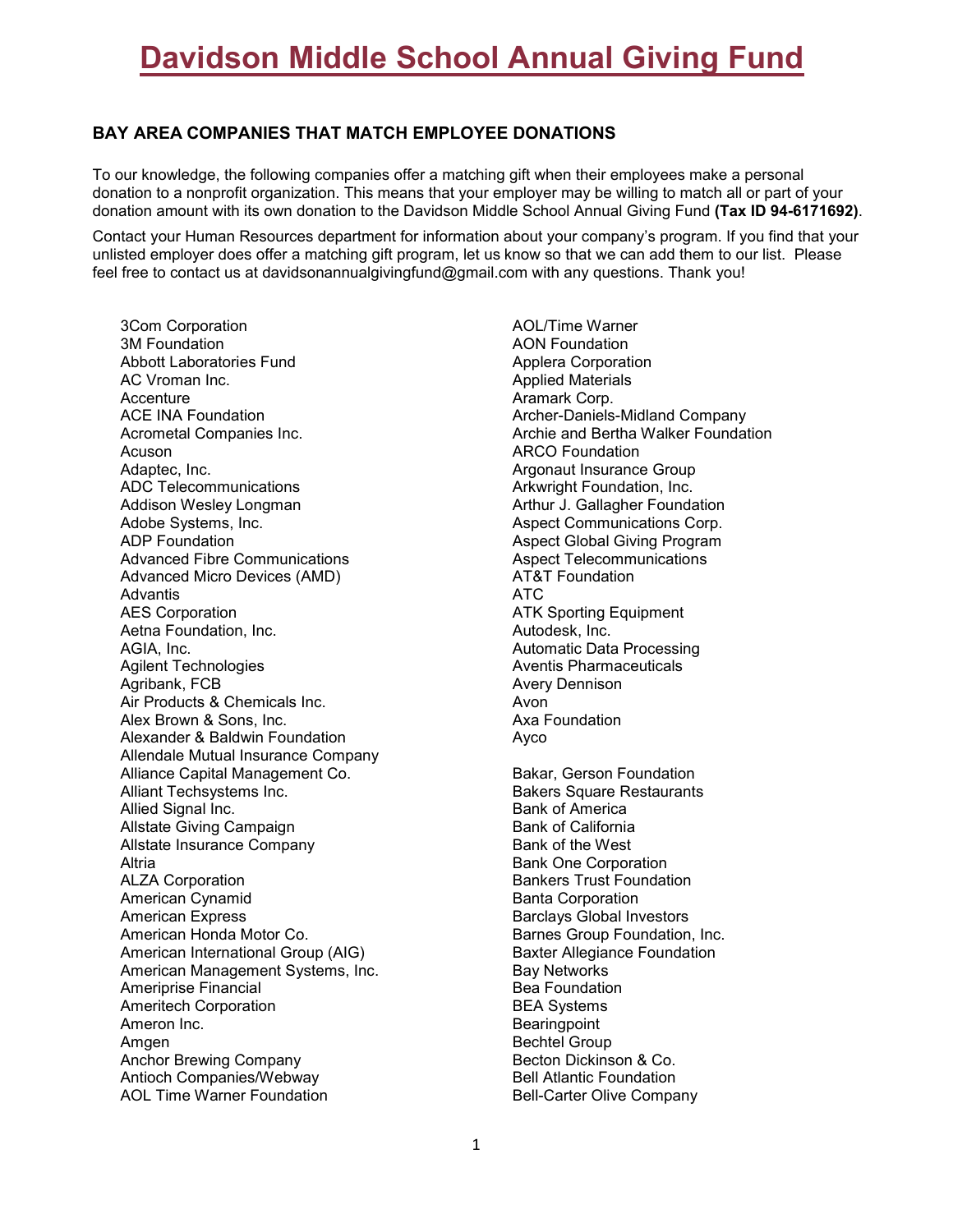# Davidson Middle School Annual Giving Fund

## BAY AREA COMPANIES THAT MATCH EMPLOYEE DONATIONS

To our knowledge, the following companies offer a matching gift when their employees make a personal donation to a nonprofit organization. This means that your employer may be willing to match all or part of your donation amount with its own donation to the Davidson Middle School Annual Giving Fund **(Tax ID 94-6171692)**.

Contact your Human Resources department for information about your company's program. If you find that your unlisted employer does offer a matching gift program, let us know so that we can add them to our list. Please feel free to contact us at davidsonannualgivingfund@gmail.com with any questions. Thank you!

3Com Corporation
3M Foundation
Abbott Laboratories Fund
AC Vroman Inc.
Accenture
ACE INA Foundation
Acrometal Companies Inc.
Acuson
Adaptec, Inc.
ADC Telecommunications
Addison Wesley Longman
Adobe Systems, Inc.
ADP Foundation
Advanced Fibre Communications
Advanced Micro Devices (AMD)
Advantis
AES Corporation
Aetna Foundation, Inc.
AGIA, Inc.
Agilent Technologies
Agribank, FCB
Air Products & Chemicals Inc.
Alex Brown & Sons, Inc.
Alexander & Baldwin Foundation
Allendale Mutual Insurance Company
Alliance Capital Management Co.
Alliant Techsystems Inc.
Allied Signal Inc.
Allstate Giving Campaign
Allstate Insurance Company
Altria
ALZA Corporation
American Cynamid
American Express
American Honda Motor Co.
American International Group (AIG)
American Management Systems, Inc.
Ameriprise Financial
Ameritech Corporation
Ameron Inc.
Amgen
Anchor Brewing Company
Antioch Companies/Webway
AOL Time Warner Foundation

AOL/Time Warner
AON Foundation
Applera Corporation
Applied Materials
Aramark Corp.
Archer-Daniels-Midland Company
Archie and Bertha Walker Foundation
ARCO Foundation
Argonaut Insurance Group
Arkwright Foundation, Inc.
Arthur J. Gallagher Foundation
Aspect Communications Corp.
Aspect Global Giving Program
Aspect Telecommunications
AT&T Foundation
ATC
ATK Sporting Equipment
Autodesk, Inc.
Automatic Data Processing
Aventis Pharmaceuticals
Avery Dennison
Avon
Axa Foundation
Ayco

Bakar, Gerson Foundation
Bakers Square Restaurants
Bank of America
Bank of California
Bank of the West
Bank One Corporation
Bankers Trust Foundation
Banta Corporation
Barclays Global Investors
Barnes Group Foundation, Inc.
Baxter Allegiance Foundation
Bay Networks
Bea Foundation
BEA Systems
Bearingpoint
Bechtel Group
Becton Dickinson & Co.
Bell Atlantic Foundation
Bell-Carter Olive Company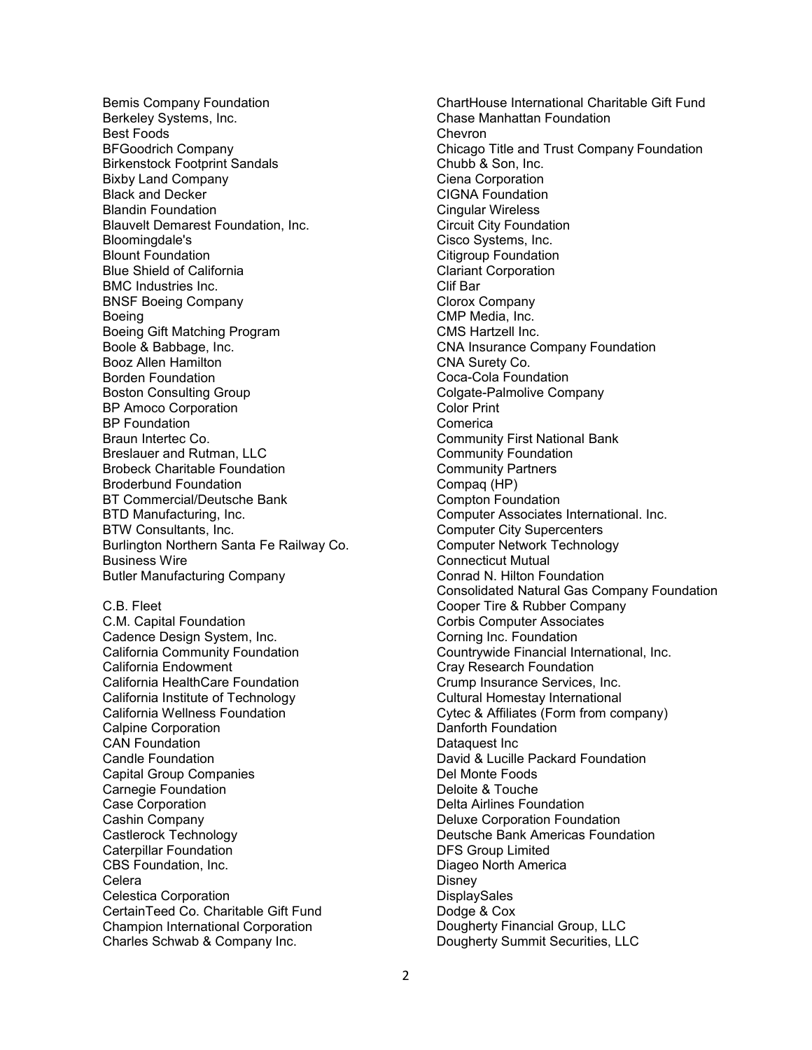Bemis Company Foundation
Berkeley Systems, Inc.
Best Foods
BFGoodrich Company
Birkenstock Footprint Sandals
Bixby Land Company
Black and Decker
Blandin Foundation
Blauvelt Demarest Foundation, Inc.
Bloomingdale's
Blount Foundation
Blue Shield of California
BMC Industries Inc.
BNSF Boeing Company
Boeing
Boeing Gift Matching Program
Boole & Babbage, Inc.
Booz Allen Hamilton
Borden Foundation
Boston Consulting Group
BP Amoco Corporation
BP Foundation
Braun Intertec Co.
Breslauer and Rutman, LLC
Brobeck Charitable Foundation
Broderbund Foundation
BT Commercial/Deutsche Bank
BTD Manufacturing, Inc.
BTW Consultants, Inc.
Burlington Northern Santa Fe Railway Co.
Business Wire
Butler Manufacturing Company

C.B. Fleet
C.M. Capital Foundation
Cadence Design System, Inc.
California Community Foundation
California Endowment
California HealthCare Foundation
California Institute of Technology
California Wellness Foundation
Calpine Corporation
CAN Foundation
Candle Foundation
Capital Group Companies
Carnegie Foundation
Case Corporation
Cashin Company
Castlerock Technology
Caterpillar Foundation
CBS Foundation, Inc.
Celera
Celestica Corporation
CertainTeed Co. Charitable Gift Fund
Champion International Corporation
Charles Schwab & Company Inc.
ChartHouse International Charitable Gift Fund
Chase Manhattan Foundation
Chevron
Chicago Title and Trust Company Foundation
Chubb & Son, Inc.
Ciena Corporation
CIGNA Foundation
Cingular Wireless
Circuit City Foundation
Cisco Systems, Inc.
Citigroup Foundation
Clariant Corporation
Clif Bar
Clorox Company
CMP Media, Inc.
CMS Hartzell Inc.
CNA Insurance Company Foundation
CNA Surety Co.
Coca-Cola Foundation
Colgate-Palmolive Company
Color Print
Comerica
Community First National Bank
Community Foundation
Community Partners
Compaq (HP)
Compton Foundation
Computer Associates International. Inc.
Computer City Supercenters
Computer Network Technology
Connecticut Mutual
Conrad N. Hilton Foundation
Consolidated Natural Gas Company Foundation
Cooper Tire & Rubber Company
Corbis Computer Associates
Corning Inc. Foundation
Countrywide Financial International, Inc.
Cray Research Foundation
Crump Insurance Services, Inc.
Cultural Homestay International
Cytec & Affiliates (Form from company)
Danforth Foundation
Dataquest Inc
David & Lucille Packard Foundation
Del Monte Foods
Deloite & Touche
Delta Airlines Foundation
Deluxe Corporation Foundation
Deutsche Bank Americas Foundation
DFS Group Limited
Diageo North America
Disney
DisplaySales
Dodge & Cox
Dougherty Financial Group, LLC
Dougherty Summit Securities, LLC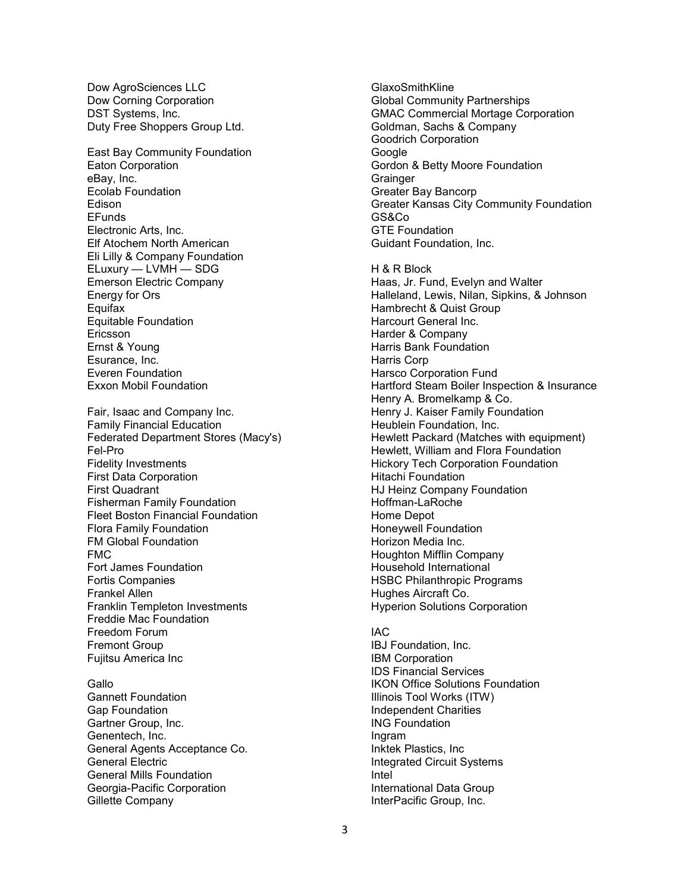Dow AgroSciences LLC
Dow Corning Corporation
DST Systems, Inc.
Duty Free Shoppers Group Ltd.

East Bay Community Foundation
Eaton Corporation
eBay, Inc.
Ecolab Foundation
Edison
EFunds
Electronic Arts, Inc.
Elf Atochem North American
Eli Lilly & Company Foundation
ELuxury — LVMH — SDG
Emerson Electric Company
Energy for Ors
Equifax
Equitable Foundation
Ericsson
Ernst & Young
Esurance, Inc.
Everen Foundation
Exxon Mobil Foundation

Fair, Isaac and Company Inc.
Family Financial Education
Federated Department Stores (Macy's)
Fel-Pro
Fidelity Investments
First Data Corporation
First Quadrant
Fisherman Family Foundation
Fleet Boston Financial Foundation
Flora Family Foundation
FM Global Foundation
FMC
Fort James Foundation
Fortis Companies
Frankel Allen
Franklin Templeton Investments
Freddie Mac Foundation
Freedom Forum
Fremont Group
Fujitsu America Inc

Gallo
Gannett Foundation
Gap Foundation
Gartner Group, Inc.
Genentech, Inc.
General Agents Acceptance Co.
General Electric
General Mills Foundation
Georgia-Pacific Corporation
Gillette Company
GlaxoSmithKline
Global Community Partnerships
GMAC Commercial Mortage Corporation
Goldman, Sachs & Company
Goodrich Corporation
Google
Gordon & Betty Moore Foundation
Grainger
Greater Bay Bancorp
Greater Kansas City Community Foundation
GS&Co
GTE Foundation
Guidant Foundation, Inc.

H & R Block
Haas, Jr. Fund, Evelyn and Walter
Halleland, Lewis, Nilan, Sipkins, & Johnson
Hambrecht & Quist Group
Harcourt General Inc.
Harder & Company
Harris Bank Foundation
Harris Corp
Harsco Corporation Fund
Hartford Steam Boiler Inspection & Insurance
Henry A. Bromelkamp & Co.
Henry J. Kaiser Family Foundation
Heublein Foundation, Inc.
Hewlett Packard (Matches with equipment)
Hewlett, William and Flora Foundation
Hickory Tech Corporation Foundation
Hitachi Foundation
HJ Heinz Company Foundation
Hoffman-LaRoche
Home Depot
Honeywell Foundation
Horizon Media Inc.
Houghton Mifflin Company
Household International
HSBC Philanthropic Programs
Hughes Aircraft Co.
Hyperion Solutions Corporation

IAC
IBJ Foundation, Inc.
IBM Corporation
IDS Financial Services
IKON Office Solutions Foundation
Illinois Tool Works (ITW)
Independent Charities
ING Foundation
Ingram
Inktek Plastics, Inc
Integrated Circuit Systems
Intel
International Data Group
InterPacific Group, Inc.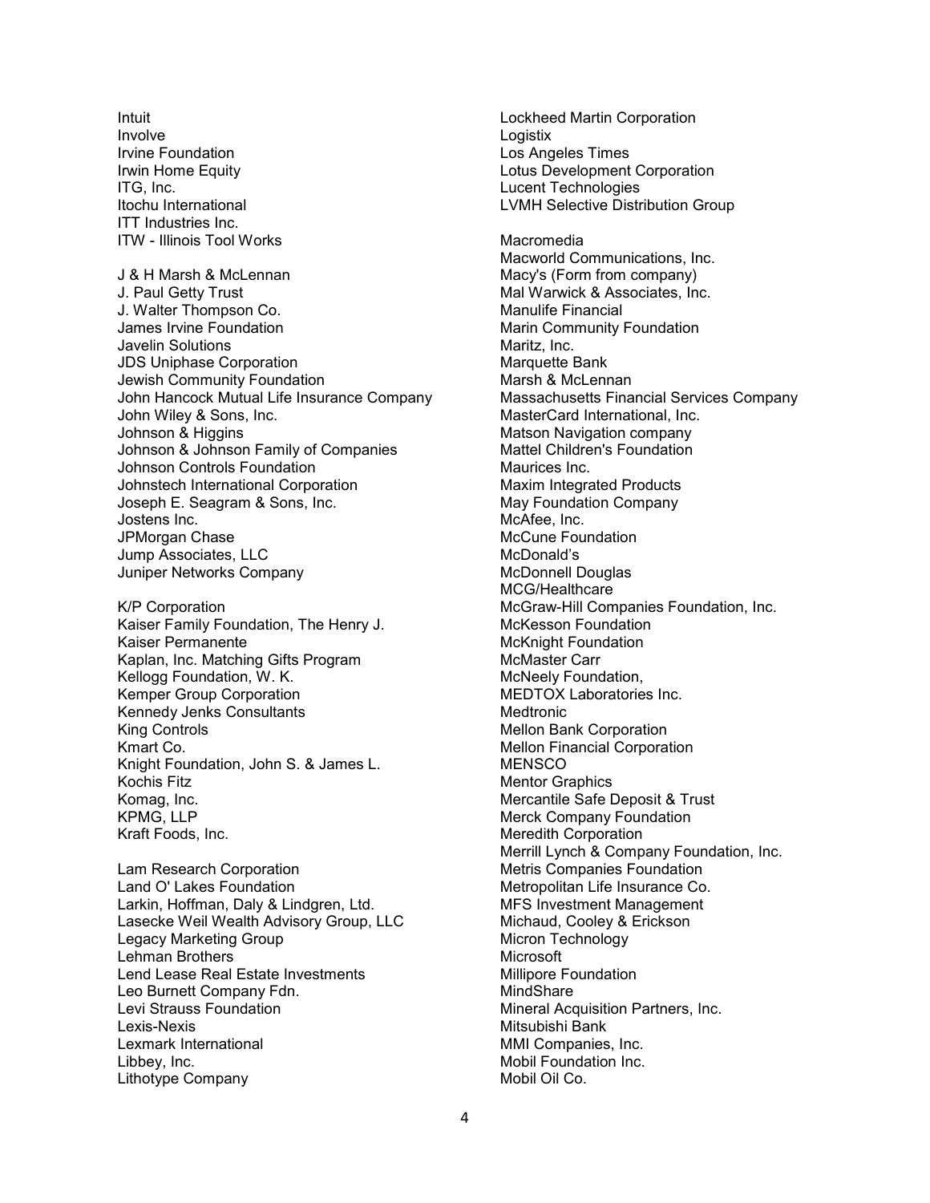Intuit
Involve
Irvine Foundation
Irwin Home Equity
ITG, Inc.
Itochu International
ITT Industries Inc.
ITW - Illinois Tool Works

J & H Marsh & McLennan
J. Paul Getty Trust
J. Walter Thompson Co.
James Irvine Foundation
Javelin Solutions
JDS Uniphase Corporation
Jewish Community Foundation
John Hancock Mutual Life Insurance Company
John Wiley & Sons, Inc.
Johnson & Higgins
Johnson & Johnson Family of Companies
Johnson Controls Foundation
Johnstech International Corporation
Joseph E. Seagram & Sons, Inc.
Jostens Inc.
JPMorgan Chase
Jump Associates, LLC
Juniper Networks Company

K/P Corporation
Kaiser Family Foundation, The Henry J.
Kaiser Permanente
Kaplan, Inc. Matching Gifts Program
Kellogg Foundation, W. K.
Kemper Group Corporation
Kennedy Jenks Consultants
King Controls
Kmart Co.
Knight Foundation, John S. & James L.
Kochis Fitz
Komag, Inc.
KPMG, LLP
Kraft Foods, Inc.

Lam Research Corporation
Land O' Lakes Foundation
Larkin, Hoffman, Daly & Lindgren, Ltd.
Lasecke Weil Wealth Advisory Group, LLC
Legacy Marketing Group
Lehman Brothers
Lend Lease Real Estate Investments
Leo Burnett Company Fdn.
Levi Strauss Foundation
Lexis-Nexis
Lexmark International
Libbey, Inc.
Lithotype Company
Lockheed Martin Corporation
Logistix
Los Angeles Times
Lotus Development Corporation
Lucent Technologies
LVMH Selective Distribution Group

Macromedia
Macworld Communications, Inc.
Macy's (Form from company)
Mal Warwick & Associates, Inc.
Manulife Financial
Marin Community Foundation
Maritz, Inc.
Marquette Bank
Marsh & McLennan
Massachusetts Financial Services Company
MasterCard International, Inc.
Matson Navigation company
Mattel Children's Foundation
Maurices Inc.
Maxim Integrated Products
May Foundation Company
McAfee, Inc.
McCune Foundation
McDonald's
McDonnell Douglas
MCG/Healthcare
McGraw-Hill Companies Foundation, Inc.
McKesson Foundation
McKnight Foundation
McMaster Carr
McNeely Foundation,
MEDTOX Laboratories Inc.
Medtronic
Mellon Bank Corporation
Mellon Financial Corporation
MENSCO
Mentor Graphics
Mercantile Safe Deposit & Trust
Merck Company Foundation
Meredith Corporation
Merrill Lynch & Company Foundation, Inc.
Metris Companies Foundation
Metropolitan Life Insurance Co.
MFS Investment Management
Michaud, Cooley & Erickson
Micron Technology
Microsoft
Millipore Foundation
MindShare
Mineral Acquisition Partners, Inc.
Mitsubishi Bank
MMI Companies, Inc.
Mobil Foundation Inc.
Mobil Oil Co.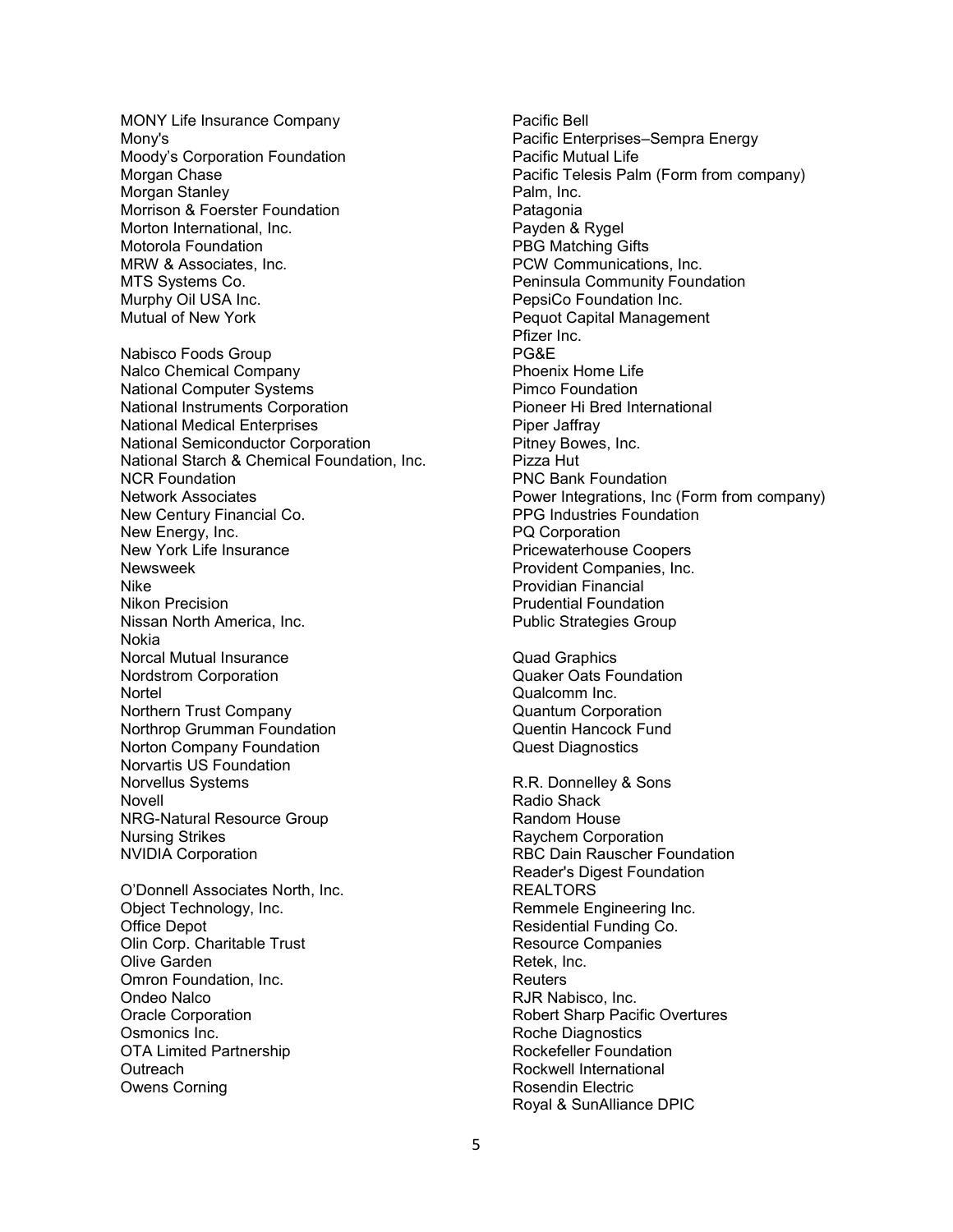MONY Life Insurance Company
Mony's
Moody's Corporation Foundation
Morgan Chase
Morgan Stanley
Morrison & Foerster Foundation
Morton International, Inc.
Motorola Foundation
MRW & Associates, Inc.
MTS Systems Co.
Murphy Oil USA Inc.
Mutual of New York

Nabisco Foods Group
Nalco Chemical Company
National Computer Systems
National Instruments Corporation
National Medical Enterprises
National Semiconductor Corporation
National Starch & Chemical Foundation, Inc.
NCR Foundation
Network Associates
New Century Financial Co.
New Energy, Inc.
New York Life Insurance
Newsweek
Nike
Nikon Precision
Nissan North America, Inc.
Nokia
Norcal Mutual Insurance
Nordstrom Corporation
Nortel
Northern Trust Company
Northrop Grumman Foundation
Norton Company Foundation
Norvartis US Foundation
Norvellus Systems
Novell
NRG-Natural Resource Group
Nursing Strikes
NVIDIA Corporation

O'Donnell Associates North, Inc.
Object Technology, Inc.
Office Depot
Olin Corp. Charitable Trust
Olive Garden
Omron Foundation, Inc.
Ondeo Nalco
Oracle Corporation
Osmonics Inc.
OTA Limited Partnership
Outreach
Owens Corning

Pacific Bell
Pacific Enterprises–Sempra Energy
Pacific Mutual Life
Pacific Telesis Palm (Form from company)
Palm, Inc.
Patagonia
Payden & Rygel
PBG Matching Gifts
PCW Communications, Inc.
Peninsula Community Foundation
PepsiCo Foundation Inc.
Pequot Capital Management
Pfizer Inc.
PG&E
Phoenix Home Life
Pimco Foundation
Pioneer Hi Bred International
Piper Jaffray
Pitney Bowes, Inc.
Pizza Hut
PNC Bank Foundation
Power Integrations, Inc (Form from company)
PPG Industries Foundation
PQ Corporation
Pricewaterhouse Coopers
Provident Companies, Inc.
Providian Financial
Prudential Foundation
Public Strategies Group

Quad Graphics
Quaker Oats Foundation
Qualcomm Inc.
Quantum Corporation
Quentin Hancock Fund
Quest Diagnostics

R.R. Donnelley & Sons
Radio Shack
Random House
Raychem Corporation
RBC Dain Rauscher Foundation
Reader's Digest Foundation
REALTORS
Remmele Engineering Inc.
Residential Funding Co.
Resource Companies
Retek, Inc.
Reuters
RJR Nabisco, Inc.
Robert Sharp Pacific Overtures
Roche Diagnostics
Rockefeller Foundation
Rockwell International
Rosendin Electric
Royal & SunAlliance DPIC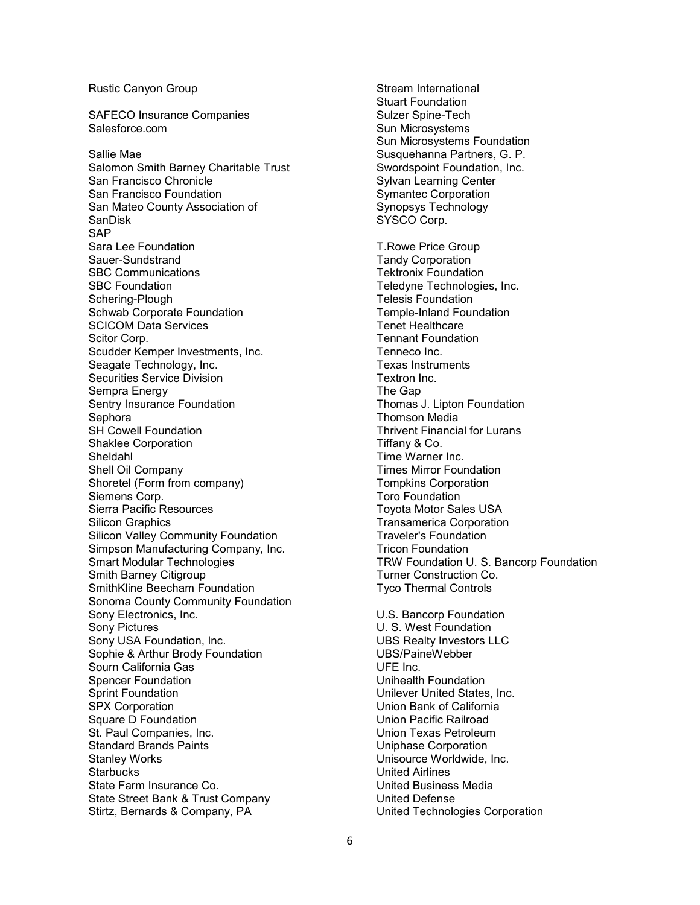Rustic Canyon Group

SAFECO Insurance Companies
Salesforce.com

Sallie Mae
Salomon Smith Barney Charitable Trust
San Francisco Chronicle
San Francisco Foundation
San Mateo County Association of
SanDisk
SAP
Sara Lee Foundation
Sauer-Sundstrand
SBC Communications
SBC Foundation
Schering-Plough
Schwab Corporate Foundation
SCICOM Data Services
Scitor Corp.
Scudder Kemper Investments, Inc.
Seagate Technology, Inc.
Securities Service Division
Sempra Energy
Sentry Insurance Foundation
Sephora
SH Cowell Foundation
Shaklee Corporation
Sheldahl
Shell Oil Company
Shoretel (Form from company)
Siemens Corp.
Sierra Pacific Resources
Silicon Graphics
Silicon Valley Community Foundation
Simpson Manufacturing Company, Inc.
Smart Modular Technologies
Smith Barney Citigroup
SmithKline Beecham Foundation
Sonoma County Community Foundation
Sony Electronics, Inc.
Sony Pictures
Sony USA Foundation, Inc.
Sophie & Arthur Brody Foundation
Sourn California Gas
Spencer Foundation
Sprint Foundation
SPX Corporation
Square D Foundation
St. Paul Companies, Inc.
Standard Brands Paints
Stanley Works
Starbucks
State Farm Insurance Co.
State Street Bank & Trust Company
Stirtz, Bernards & Company, PA
Stream International
Stuart Foundation
Sulzer Spine-Tech
Sun Microsystems
Sun Microsystems Foundation
Susquehanna Partners, G. P.
Swordspoint Foundation, Inc.
Sylvan Learning Center
Symantec Corporation
Synopsys Technology
SYSCO Corp.

T.Rowe Price Group
Tandy Corporation
Tektronix Foundation
Teledyne Technologies, Inc.
Telesis Foundation
Temple-Inland Foundation
Tenet Healthcare
Tennant Foundation
Tenneco Inc.
Texas Instruments
Textron Inc.
The Gap
Thomas J. Lipton Foundation
Thomson Media
Thrivent Financial for Lurans
Tiffany & Co.
Time Warner Inc.
Times Mirror Foundation
Tompkins Corporation
Toro Foundation
Toyota Motor Sales USA
Transamerica Corporation
Traveler's Foundation
Tricon Foundation
TRW Foundation U. S. Bancorp Foundation
Turner Construction Co.
Tyco Thermal Controls

U.S. Bancorp Foundation
U. S. West Foundation
UBS Realty Investors LLC
UBS/PaineWebber
UFE Inc.
Unihealth Foundation
Unilever United States, Inc.
Union Bank of California
Union Pacific Railroad
Union Texas Petroleum
Uniphase Corporation
Unisource Worldwide, Inc.
United Airlines
United Business Media
United Defense
United Technologies Corporation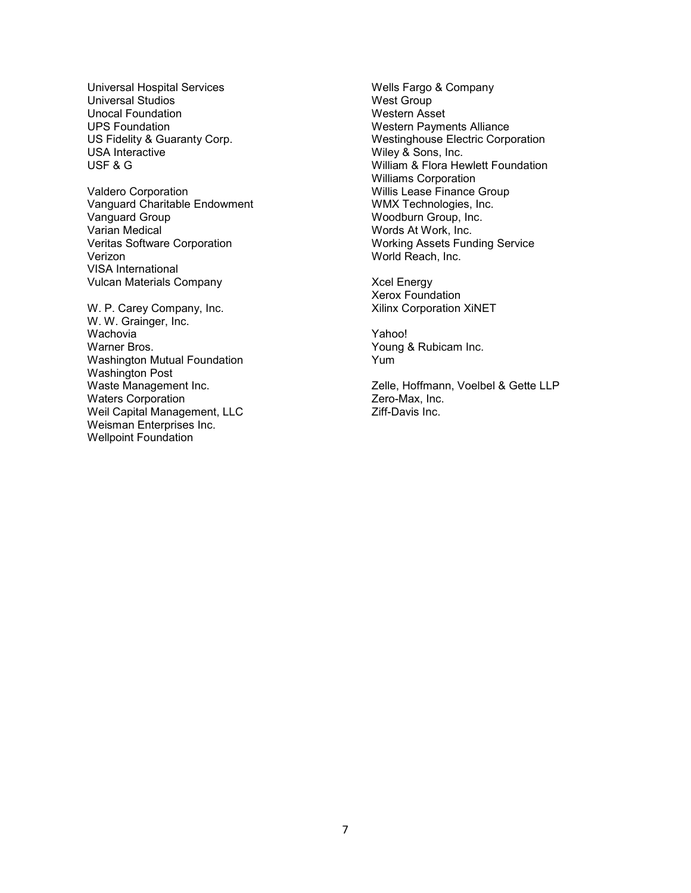Universal Hospital Services
Universal Studios
Unocal Foundation
UPS Foundation
US Fidelity & Guaranty Corp.
USA Interactive
USF & G

Valdero Corporation
Vanguard Charitable Endowment
Vanguard Group
Varian Medical
Veritas Software Corporation
Verizon
VISA International
Vulcan Materials Company

W. P. Carey Company, Inc.
W. W. Grainger, Inc.
Wachovia
Warner Bros.
Washington Mutual Foundation
Washington Post
Waste Management Inc.
Waters Corporation
Weil Capital Management, LLC
Weisman Enterprises Inc.
Wellpoint Foundation
Wells Fargo & Company
West Group
Western Asset
Western Payments Alliance
Westinghouse Electric Corporation
Wiley & Sons, Inc.
William & Flora Hewlett Foundation
Williams Corporation
Willis Lease Finance Group
WMX Technologies, Inc.
Woodburn Group, Inc.
Words At Work, Inc.
Working Assets Funding Service
World Reach, Inc.

Xcel Energy
Xerox Foundation
Xilinx Corporation XiNET

Yahoo!
Young & Rubicam Inc.
Yum

Zelle, Hoffmann, Voelbel & Gette LLP
Zero-Max, Inc.
Ziff-Davis Inc.